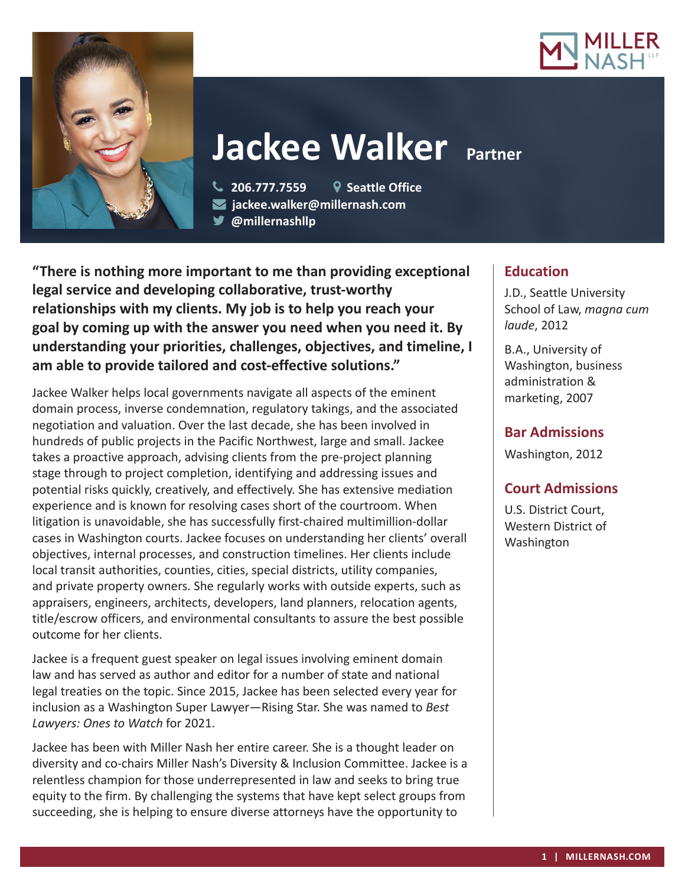# Jackee Walker **Partner**

206.777.7559 | Seattle Office
jackee.walker@millernash.com
@millernashllp

**"There is nothing more important to me than providing exceptional legal service and developing collaborative, trust-worthy relationships with my clients. My job is to help you reach your goal by coming up with the answer you need when you need it. By understanding your priorities, challenges, objectives, and timeline, I am able to provide tailored and cost-effective solutions."**

Jackee Walker helps local governments navigate all aspects of the eminent domain process, inverse condemnation, regulatory takings, and the associated negotiation and valuation. Over the last decade, she has been involved in hundreds of public projects in the Pacific Northwest, large and small. Jackee takes a proactive approach, advising clients from the pre-project planning stage through to project completion, identifying and addressing issues and potential risks quickly, creatively, and effectively. She has extensive mediation experience and is known for resolving cases short of the courtroom. When litigation is unavoidable, she has successfully first-chaired multimillion-dollar cases in Washington courts. Jackee focuses on understanding her clients' overall objectives, internal processes, and construction timelines. Her clients include local transit authorities, counties, cities, special districts, utility companies, and private property owners. She regularly works with outside experts, such as appraisers, engineers, architects, developers, land planners, relocation agents, title/escrow officers, and environmental consultants to assure the best possible outcome for her clients.

Jackee is a frequent guest speaker on legal issues involving eminent domain law and has served as author and editor for a number of state and national legal treaties on the topic. Since 2015, Jackee has been selected every year for inclusion as a Washington Super Lawyer—Rising Star. She was named to *Best Lawyers: Ones to Watch* for 2021.

Jackee has been with Miller Nash her entire career. She is a thought leader on diversity and co-chairs Miller Nash's Diversity & Inclusion Committee. Jackee is a relentless champion for those underrepresented in law and seeks to bring true equity to the firm. By challenging the systems that have kept select groups from succeeding, she is helping to ensure diverse attorneys have the opportunity to

## Education

J.D., Seattle University School of Law, *magna cum laude*, 2012

B.A., University of Washington, business administration & marketing, 2007

## Bar Admissions

Washington, 2012

## Court Admissions

U.S. District Court, Western District of Washington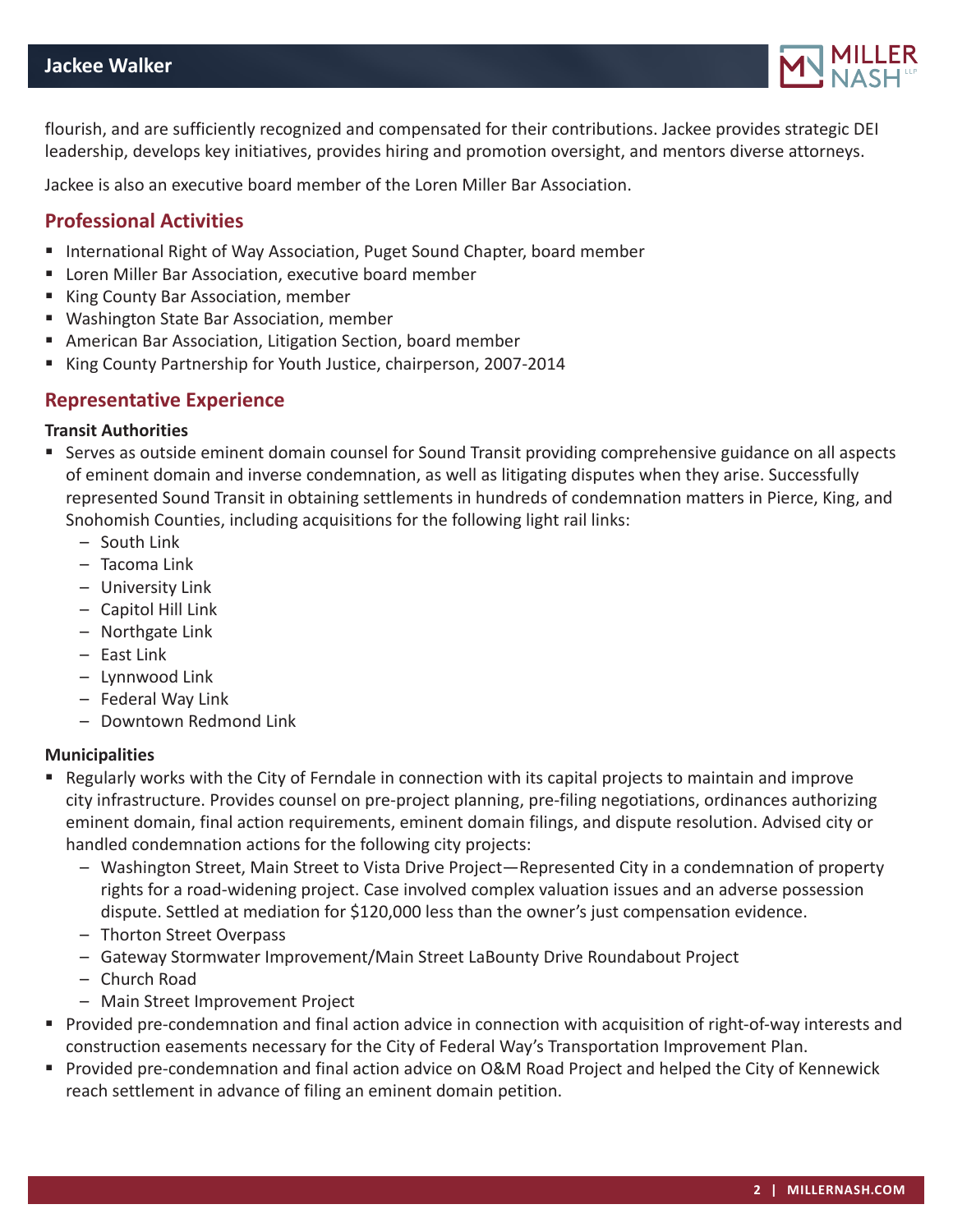flourish, and are sufficiently recognized and compensated for their contributions. Jackee provides strategic DEI leadership, develops key initiatives, provides hiring and promotion oversight, and mentors diverse attorneys.

Jackee is also an executive board member of the Loren Miller Bar Association.

## Professional Activities

- International Right of Way Association, Puget Sound Chapter, board member
- Loren Miller Bar Association, executive board member
- King County Bar Association, member
- Washington State Bar Association, member
- American Bar Association, Litigation Section, board member
- King County Partnership for Youth Justice, chairperson, 2007-2014

## Representative Experience

**Transit Authorities**

- Serves as outside eminent domain counsel for Sound Transit providing comprehensive guidance on all aspects of eminent domain and inverse condemnation, as well as litigating disputes when they arise. Successfully represented Sound Transit in obtaining settlements in hundreds of condemnation matters in Pierce, King, and Snohomish Counties, including acquisitions for the following light rail links:
  - South Link
  - Tacoma Link
  - University Link
  - Capitol Hill Link
  - Northgate Link
  - East Link
  - Lynnwood Link
  - Federal Way Link
  - Downtown Redmond Link

**Municipalities**

- Regularly works with the City of Ferndale in connection with its capital projects to maintain and improve city infrastructure. Provides counsel on pre-project planning, pre-filing negotiations, ordinances authorizing eminent domain, final action requirements, eminent domain filings, and dispute resolution. Advised city or handled condemnation actions for the following city projects:
  - Washington Street, Main Street to Vista Drive Project—Represented City in a condemnation of property rights for a road-widening project. Case involved complex valuation issues and an adverse possession dispute. Settled at mediation for $120,000 less than the owner's just compensation evidence.
  - Thorton Street Overpass
  - Gateway Stormwater Improvement/Main Street LaBounty Drive Roundabout Project
  - Church Road
  - Main Street Improvement Project
- Provided pre-condemnation and final action advice in connection with acquisition of right-of-way interests and construction easements necessary for the City of Federal Way's Transportation Improvement Plan.
- Provided pre-condemnation and final action advice on O&M Road Project and helped the City of Kennewick reach settlement in advance of filing an eminent domain petition.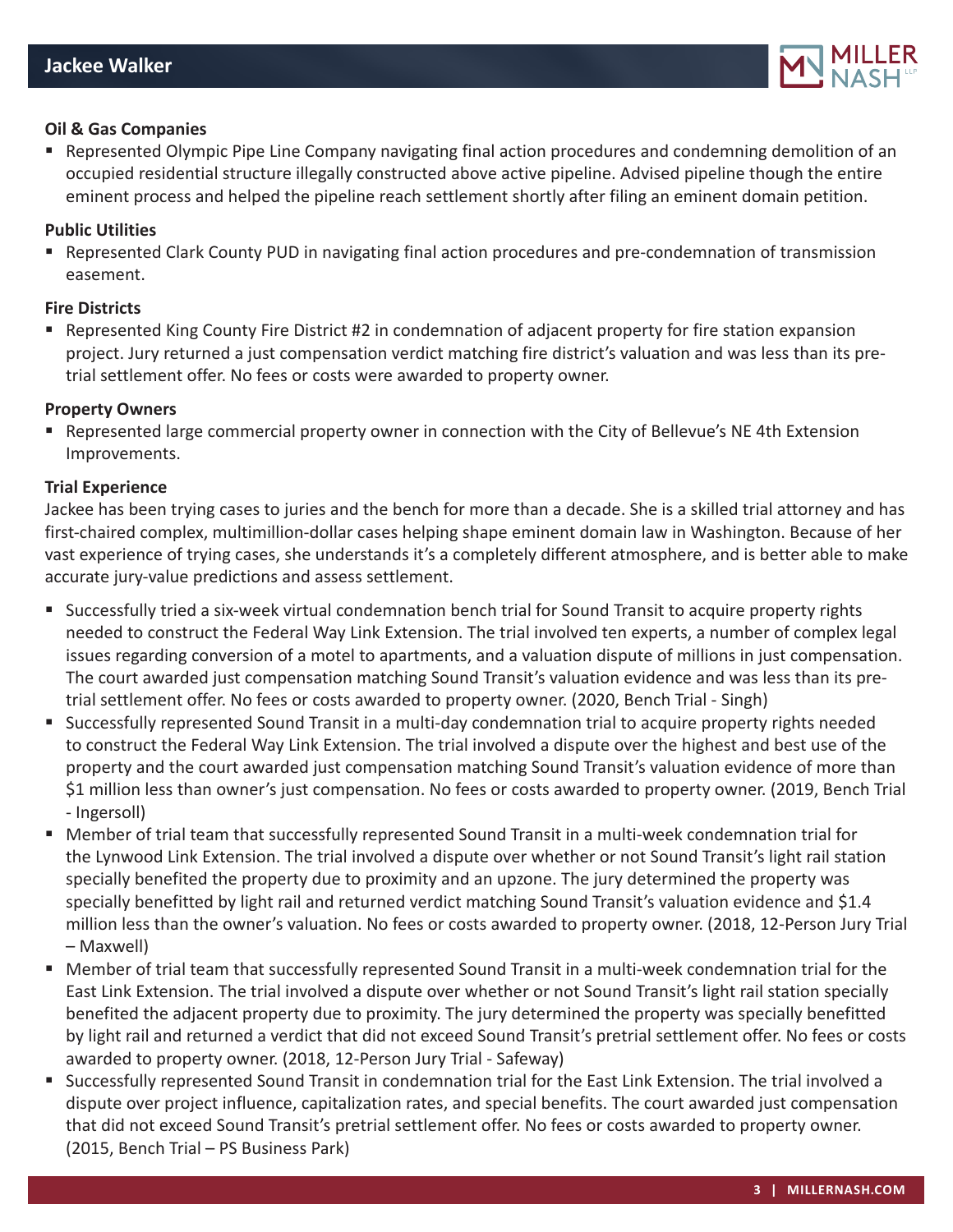**Oil & Gas Companies**

- Represented Olympic Pipe Line Company navigating final action procedures and condemning demolition of an occupied residential structure illegally constructed above active pipeline. Advised pipeline though the entire eminent process and helped the pipeline reach settlement shortly after filing an eminent domain petition.

**Public Utilities**

- Represented Clark County PUD in navigating final action procedures and pre-condemnation of transmission easement.

**Fire Districts**

- Represented King County Fire District #2 in condemnation of adjacent property for fire station expansion project. Jury returned a just compensation verdict matching fire district's valuation and was less than its pre-trial settlement offer. No fees or costs were awarded to property owner.

**Property Owners**

- Represented large commercial property owner in connection with the City of Bellevue's NE 4th Extension Improvements.

**Trial Experience**

Jackee has been trying cases to juries and the bench for more than a decade. She is a skilled trial attorney and has first-chaired complex, multimillion-dollar cases helping shape eminent domain law in Washington. Because of her vast experience of trying cases, she understands it's a completely different atmosphere, and is better able to make accurate jury-value predictions and assess settlement.

- Successfully tried a six-week virtual condemnation bench trial for Sound Transit to acquire property rights needed to construct the Federal Way Link Extension. The trial involved ten experts, a number of complex legal issues regarding conversion of a motel to apartments, and a valuation dispute of millions in just compensation. The court awarded just compensation matching Sound Transit's valuation evidence and was less than its pre-trial settlement offer. No fees or costs awarded to property owner. (2020, Bench Trial - Singh)
- Successfully represented Sound Transit in a multi-day condemnation trial to acquire property rights needed to construct the Federal Way Link Extension. The trial involved a dispute over the highest and best use of the property and the court awarded just compensation matching Sound Transit's valuation evidence of more than $1 million less than owner's just compensation. No fees or costs awarded to property owner. (2019, Bench Trial - Ingersoll)
- Member of trial team that successfully represented Sound Transit in a multi-week condemnation trial for the Lynwood Link Extension. The trial involved a dispute over whether or not Sound Transit's light rail station specially benefited the property due to proximity and an upzone. The jury determined the property was specially benefitted by light rail and returned verdict matching Sound Transit's valuation evidence and $1.4 million less than the owner's valuation. No fees or costs awarded to property owner. (2018, 12-Person Jury Trial – Maxwell)
- Member of trial team that successfully represented Sound Transit in a multi-week condemnation trial for the East Link Extension. The trial involved a dispute over whether or not Sound Transit's light rail station specially benefited the adjacent property due to proximity. The jury determined the property was specially benefitted by light rail and returned a verdict that did not exceed Sound Transit's pretrial settlement offer. No fees or costs awarded to property owner. (2018, 12-Person Jury Trial - Safeway)
- Successfully represented Sound Transit in condemnation trial for the East Link Extension. The trial involved a dispute over project influence, capitalization rates, and special benefits. The court awarded just compensation that did not exceed Sound Transit's pretrial settlement offer. No fees or costs awarded to property owner. (2015, Bench Trial – PS Business Park)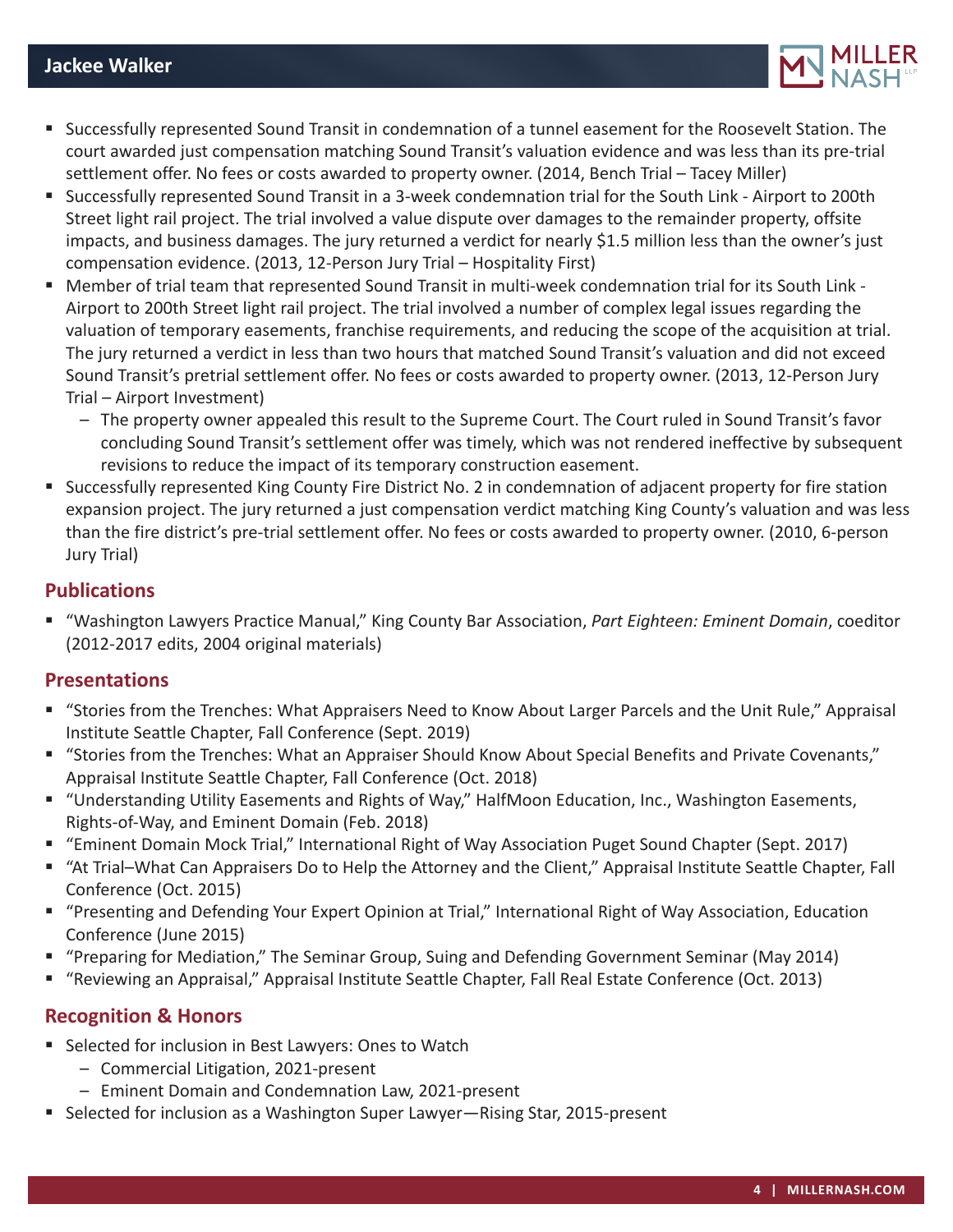- Successfully represented Sound Transit in condemnation of a tunnel easement for the Roosevelt Station. The court awarded just compensation matching Sound Transit's valuation evidence and was less than its pre-trial settlement offer. No fees or costs awarded to property owner. (2014, Bench Trial – Tacey Miller)
- Successfully represented Sound Transit in a 3-week condemnation trial for the South Link - Airport to 200th Street light rail project. The trial involved a value dispute over damages to the remainder property, offsite impacts, and business damages. The jury returned a verdict for nearly $1.5 million less than the owner's just compensation evidence. (2013, 12-Person Jury Trial – Hospitality First)
- Member of trial team that represented Sound Transit in multi-week condemnation trial for its South Link - Airport to 200th Street light rail project. The trial involved a number of complex legal issues regarding the valuation of temporary easements, franchise requirements, and reducing the scope of the acquisition at trial. The jury returned a verdict in less than two hours that matched Sound Transit's valuation and did not exceed Sound Transit's pretrial settlement offer. No fees or costs awarded to property owner. (2013, 12-Person Jury Trial – Airport Investment)
  - The property owner appealed this result to the Supreme Court. The Court ruled in Sound Transit's favor concluding Sound Transit's settlement offer was timely, which was not rendered ineffective by subsequent revisions to reduce the impact of its temporary construction easement.
- Successfully represented King County Fire District No. 2 in condemnation of adjacent property for fire station expansion project. The jury returned a just compensation verdict matching King County's valuation and was less than the fire district's pre-trial settlement offer. No fees or costs awarded to property owner. (2010, 6-person Jury Trial)

## Publications

- "Washington Lawyers Practice Manual," King County Bar Association, *Part Eighteen: Eminent Domain*, coeditor (2012-2017 edits, 2004 original materials)

## Presentations

- "Stories from the Trenches: What Appraisers Need to Know About Larger Parcels and the Unit Rule," Appraisal Institute Seattle Chapter, Fall Conference (Sept. 2019)
- "Stories from the Trenches: What an Appraiser Should Know About Special Benefits and Private Covenants," Appraisal Institute Seattle Chapter, Fall Conference (Oct. 2018)
- "Understanding Utility Easements and Rights of Way," HalfMoon Education, Inc., Washington Easements, Rights-of-Way, and Eminent Domain (Feb. 2018)
- "Eminent Domain Mock Trial," International Right of Way Association Puget Sound Chapter (Sept. 2017)
- "At Trial–What Can Appraisers Do to Help the Attorney and the Client," Appraisal Institute Seattle Chapter, Fall Conference (Oct. 2015)
- "Presenting and Defending Your Expert Opinion at Trial," International Right of Way Association, Education Conference (June 2015)
- "Preparing for Mediation," The Seminar Group, Suing and Defending Government Seminar (May 2014)
- "Reviewing an Appraisal," Appraisal Institute Seattle Chapter, Fall Real Estate Conference (Oct. 2013)

## Recognition & Honors

- Selected for inclusion in Best Lawyers: Ones to Watch
  - Commercial Litigation, 2021-present
  - Eminent Domain and Condemnation Law, 2021-present
- Selected for inclusion as a Washington Super Lawyer—Rising Star, 2015-present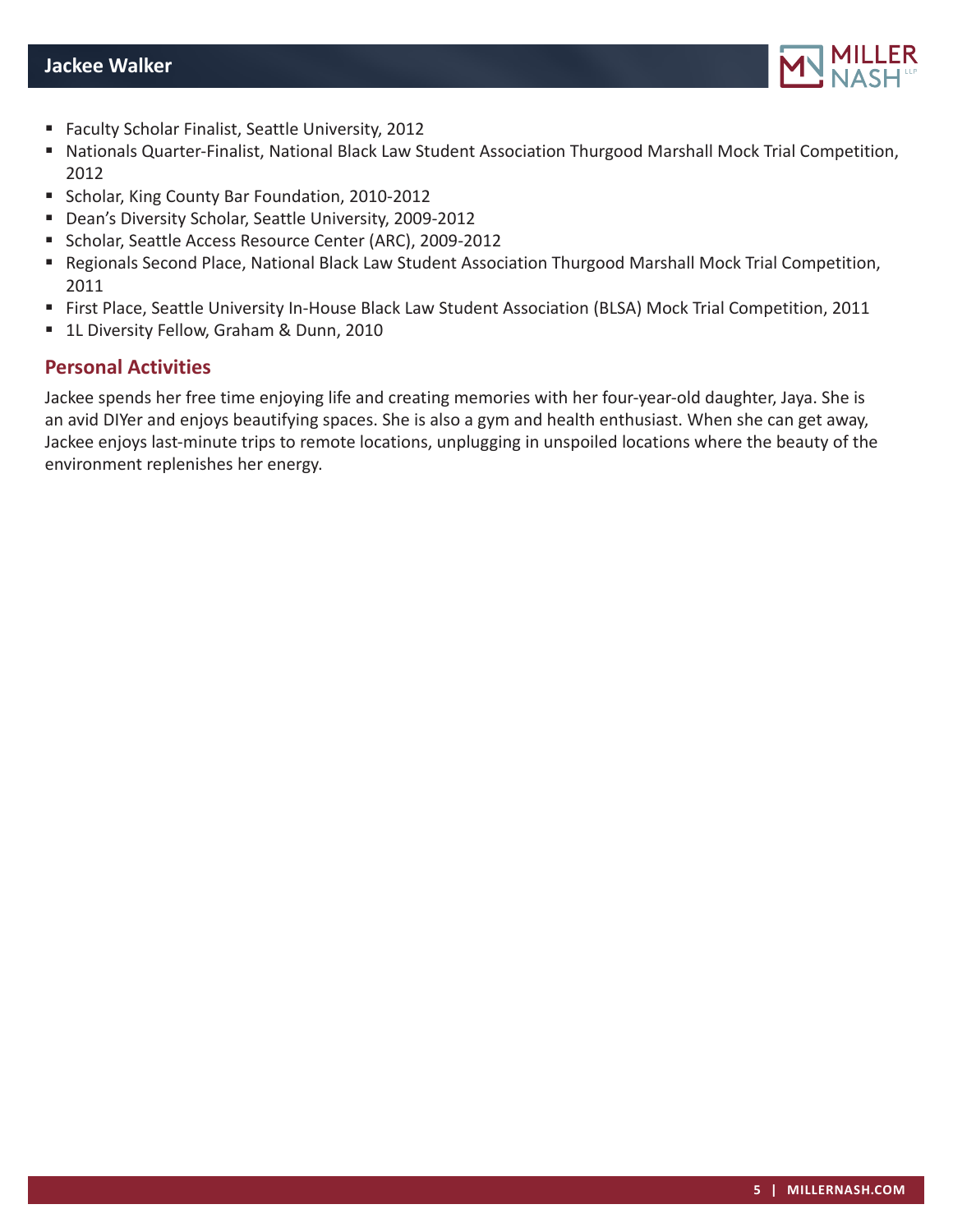- Faculty Scholar Finalist, Seattle University, 2012
- Nationals Quarter-Finalist, National Black Law Student Association Thurgood Marshall Mock Trial Competition, 2012
- Scholar, King County Bar Foundation, 2010-2012
- Dean's Diversity Scholar, Seattle University, 2009-2012
- Scholar, Seattle Access Resource Center (ARC), 2009-2012
- Regionals Second Place, National Black Law Student Association Thurgood Marshall Mock Trial Competition, 2011
- First Place, Seattle University In-House Black Law Student Association (BLSA) Mock Trial Competition, 2011
- 1L Diversity Fellow, Graham & Dunn, 2010

## Personal Activities

Jackee spends her free time enjoying life and creating memories with her four-year-old daughter, Jaya. She is an avid DIYer and enjoys beautifying spaces. She is also a gym and health enthusiast. When she can get away, Jackee enjoys last-minute trips to remote locations, unplugging in unspoiled locations where the beauty of the environment replenishes her energy.